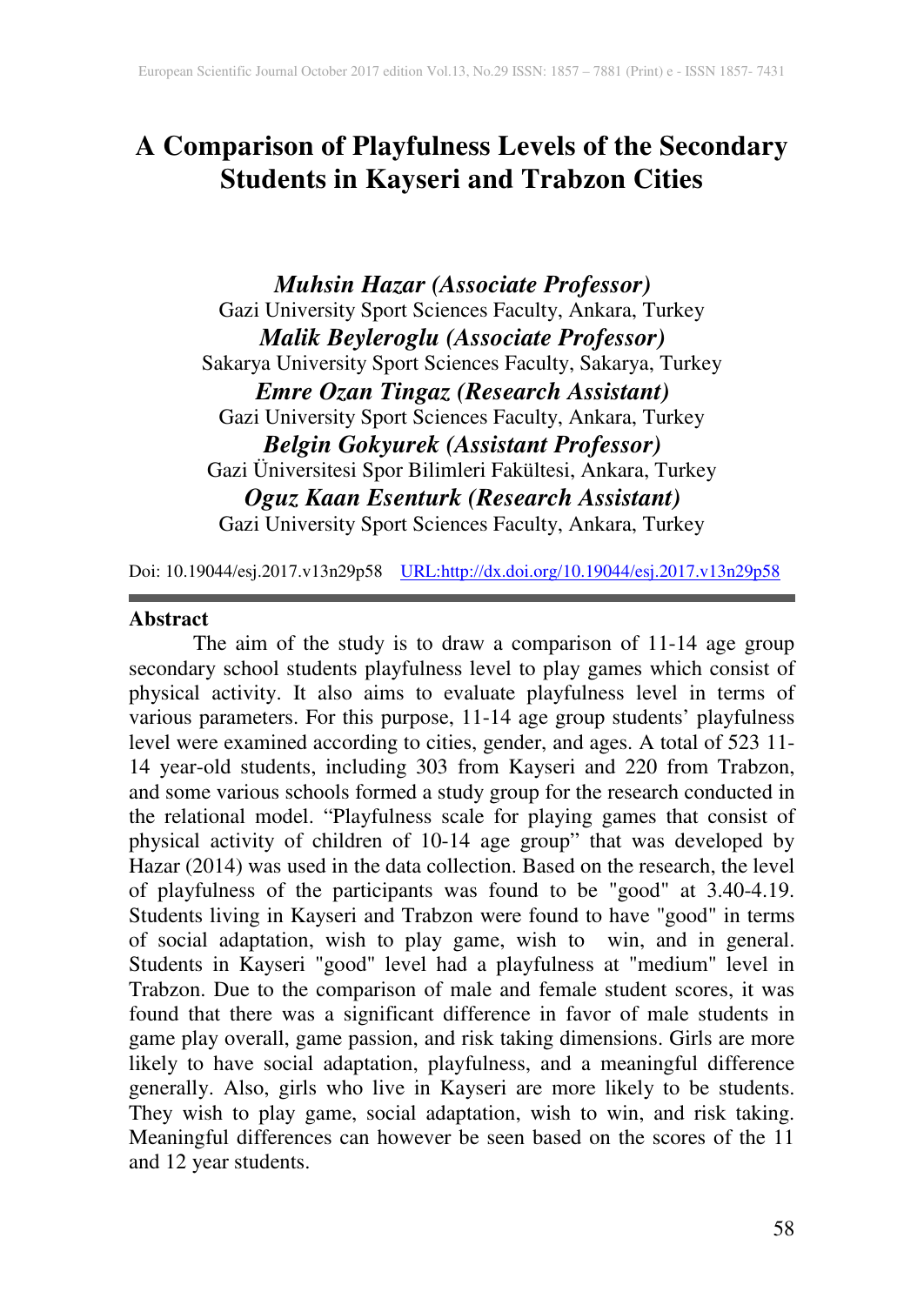# A Comparison of Playfulness Levels of the Secondary Students in Kayseri and Trabzon Cities

***Muhsin Hazar (Associate Professor)***
Gazi University Sport Sciences Faculty, Ankara, Turkey
***Malik Beyleroglu (Associate Professor)***
Sakarya University Sport Sciences Faculty, Sakarya, Turkey
***Emre Ozan Tingaz (Research Assistant)***
Gazi University Sport Sciences Faculty, Ankara, Turkey
***Belgin Gokyurek (Assistant Professor)***
Gazi Üniversitesi Spor Bilimleri Fakültesi, Ankara, Turkey
***Oguz Kaan Esenturk (Research Assistant)***
Gazi University Sport Sciences Faculty, Ankara, Turkey

Doi: 10.19044/esj.2017.v13n29p58 URL:http://dx.doi.org/10.19044/esj.2017.v13n29p58

## Abstract

The aim of the study is to draw a comparison of 11-14 age group secondary school students playfulness level to play games which consist of physical activity. It also aims to evaluate playfulness level in terms of various parameters. For this purpose, 11-14 age group students' playfulness level were examined according to cities, gender, and ages. A total of 523 11-14 year-old students, including 303 from Kayseri and 220 from Trabzon, and some various schools formed a study group for the research conducted in the relational model. "Playfulness scale for playing games that consist of physical activity of children of 10-14 age group" that was developed by Hazar (2014) was used in the data collection. Based on the research, the level of playfulness of the participants was found to be "good" at 3.40-4.19. Students living in Kayseri and Trabzon were found to have "good" in terms of social adaptation, wish to play game, wish to win, and in general. Students in Kayseri "good" level had a playfulness at "medium" level in Trabzon. Due to the comparison of male and female student scores, it was found that there was a significant difference in favor of male students in game play overall, game passion, and risk taking dimensions. Girls are more likely to have social adaptation, playfulness, and a meaningful difference generally. Also, girls who live in Kayseri are more likely to be students. They wish to play game, social adaptation, wish to win, and risk taking. Meaningful differences can however be seen based on the scores of the 11 and 12 year students.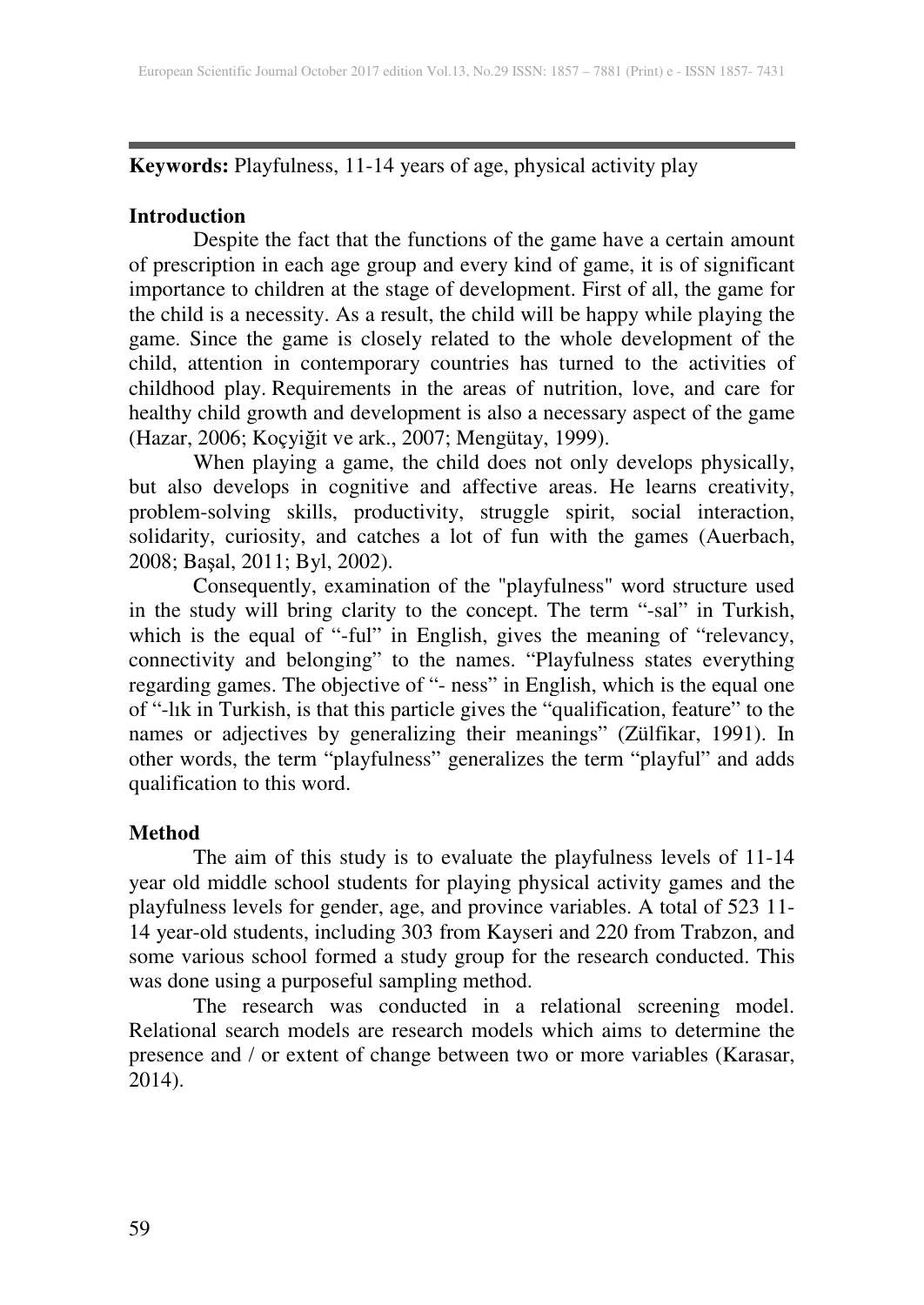**Keywords:** Playfulness, 11-14 years of age, physical activity play

## Introduction

Despite the fact that the functions of the game have a certain amount of prescription in each age group and every kind of game, it is of significant importance to children at the stage of development. First of all, the game for the child is a necessity. As a result, the child will be happy while playing the game. Since the game is closely related to the whole development of the child, attention in contemporary countries has turned to the activities of childhood play. Requirements in the areas of nutrition, love, and care for healthy child growth and development is also a necessary aspect of the game (Hazar, 2006; Koçyiğit ve ark., 2007; Mengütay, 1999).

When playing a game, the child does not only develops physically, but also develops in cognitive and affective areas. He learns creativity, problem-solving skills, productivity, struggle spirit, social interaction, solidarity, curiosity, and catches a lot of fun with the games (Auerbach, 2008; Başal, 2011; Byl, 2002).

Consequently, examination of the "playfulness" word structure used in the study will bring clarity to the concept. The term "-sal" in Turkish, which is the equal of "-ful" in English, gives the meaning of "relevancy, connectivity and belonging" to the names. "Playfulness states everything regarding games. The objective of "- ness" in English, which is the equal one of "-lık in Turkish, is that this particle gives the "qualification, feature" to the names or adjectives by generalizing their meanings" (Zülfikar, 1991). In other words, the term "playfulness" generalizes the term "playful" and adds qualification to this word.

## Method

The aim of this study is to evaluate the playfulness levels of 11-14 year old middle school students for playing physical activity games and the playfulness levels for gender, age, and province variables. A total of 523 11-14 year-old students, including 303 from Kayseri and 220 from Trabzon, and some various school formed a study group for the research conducted. This was done using a purposeful sampling method.

The research was conducted in a relational screening model. Relational search models are research models which aims to determine the presence and / or extent of change between two or more variables (Karasar, 2014).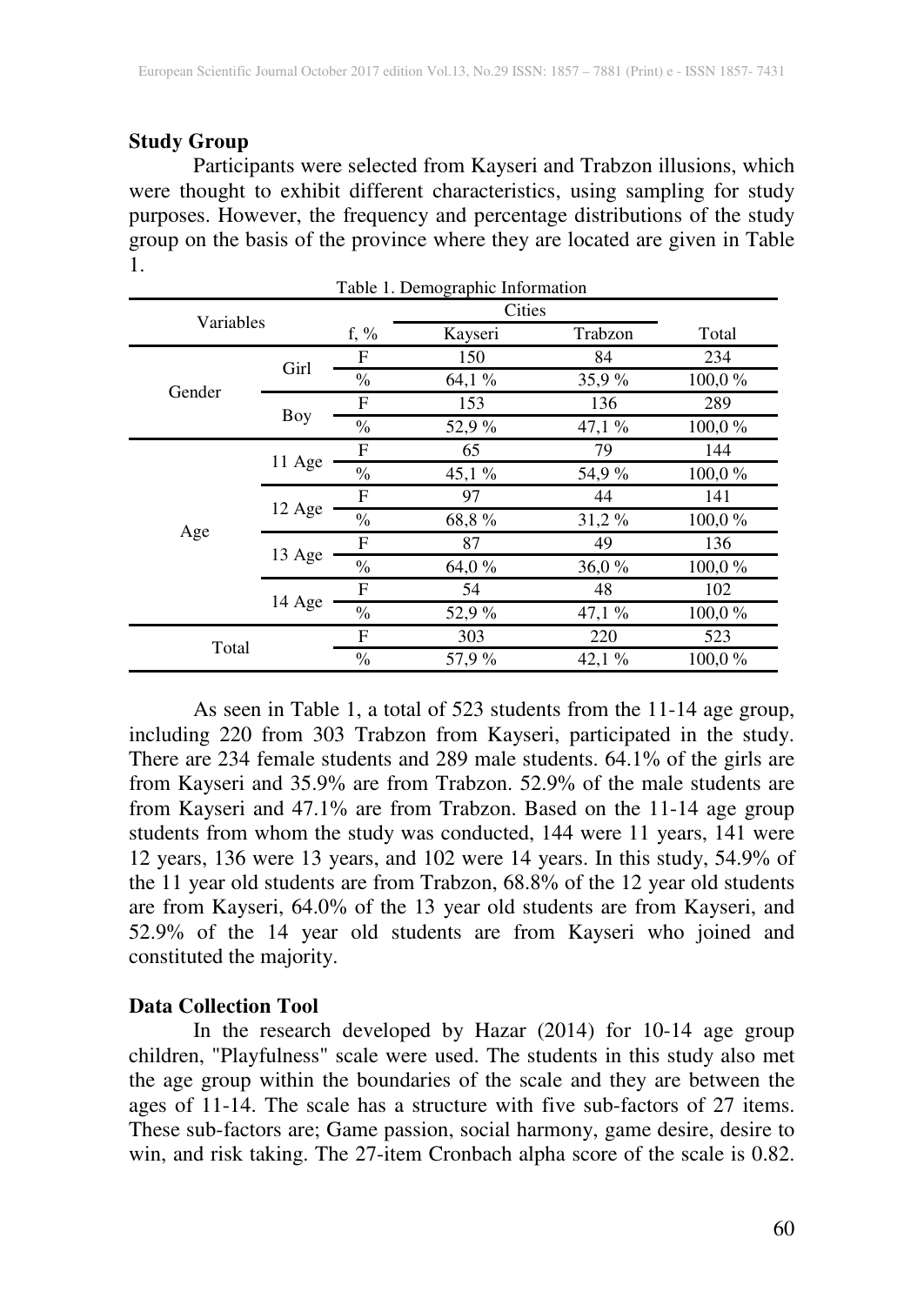### Study Group

Participants were selected from Kayseri and Trabzon illusions, which were thought to exhibit different characteristics, using sampling for study purposes. However, the frequency and percentage distributions of the study group on the basis of the province where they are located are given in Table 1.

Table 1. Demographic Information

| Variables | | f, % | Cities | | Total |
|---|---|---|---|---|---|
| | | | Kayseri | Trabzon | |
| Gender | Girl | F | 150 | 84 | 234 |
| | | % | 64,1 % | 35,9 % | 100,0 % |
| | Boy | F | 153 | 136 | 289 |
| | | % | 52,9 % | 47,1 % | 100,0 % |
| Age | 11 Age | F | 65 | 79 | 144 |
| | | % | 45,1 % | 54,9 % | 100,0 % |
| | 12 Age | F | 97 | 44 | 141 |
| | | % | 68,8 % | 31,2 % | 100,0 % |
| | 13 Age | F | 87 | 49 | 136 |
| | | % | 64,0 % | 36,0 % | 100,0 % |
| | 14 Age | F | 54 | 48 | 102 |
| | | % | 52,9 % | 47,1 % | 100,0 % |
| Total | | F | 303 | 220 | 523 |
| | | % | 57,9 % | 42,1 % | 100,0 % |

As seen in Table 1, a total of 523 students from the 11-14 age group, including 220 from 303 Trabzon from Kayseri, participated in the study. There are 234 female students and 289 male students. 64.1% of the girls are from Kayseri and 35.9% are from Trabzon. 52.9% of the male students are from Kayseri and 47.1% are from Trabzon. Based on the 11-14 age group students from whom the study was conducted, 144 were 11 years, 141 were 12 years, 136 were 13 years, and 102 were 14 years. In this study, 54.9% of the 11 year old students are from Trabzon, 68.8% of the 12 year old students are from Kayseri, 64.0% of the 13 year old students are from Kayseri, and 52.9% of the 14 year old students are from Kayseri who joined and constituted the majority.

### Data Collection Tool

In the research developed by Hazar (2014) for 10-14 age group children, "Playfulness" scale were used. The students in this study also met the age group within the boundaries of the scale and they are between the ages of 11-14. The scale has a structure with five sub-factors of 27 items. These sub-factors are; Game passion, social harmony, game desire, desire to win, and risk taking. The 27-item Cronbach alpha score of the scale is 0.82.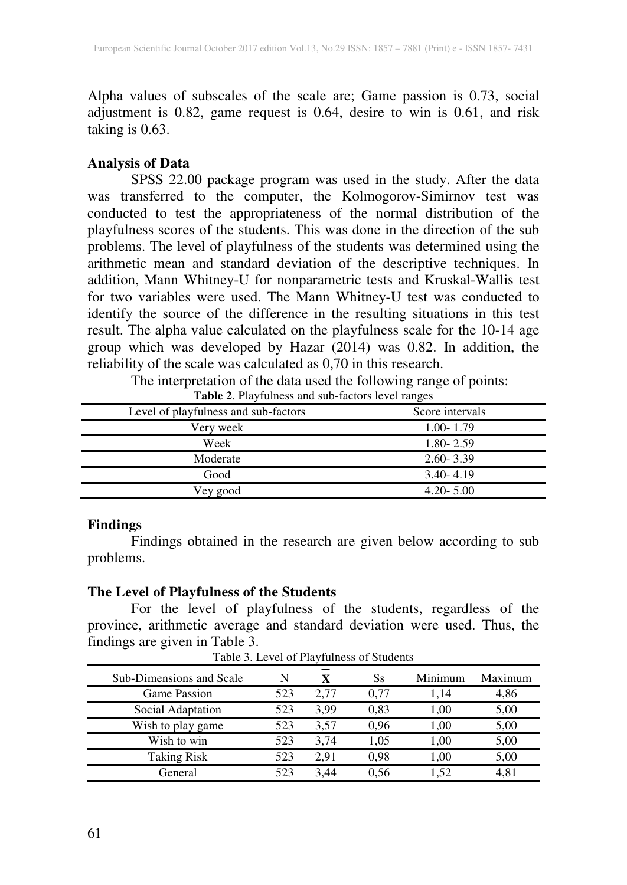Alpha values of subscales of the scale are; Game passion is 0.73, social adjustment is 0.82, game request is 0.64, desire to win is 0.61, and risk taking is 0.63.

### Analysis of Data

SPSS 22.00 package program was used in the study. After the data was transferred to the computer, the Kolmogorov-Simirnov test was conducted to test the appropriateness of the normal distribution of the playfulness scores of the students. This was done in the direction of the sub problems. The level of playfulness of the students was determined using the arithmetic mean and standard deviation of the descriptive techniques. In addition, Mann Whitney-U for nonparametric tests and Kruskal-Wallis test for two variables were used. The Mann Whitney-U test was conducted to identify the source of the difference in the resulting situations in this test result. The alpha value calculated on the playfulness scale for the 10-14 age group which was developed by Hazar (2014) was 0.82. In addition, the reliability of the scale was calculated as 0,70 in this research.

The interpretation of the data used the following range of points:

**Table 2**. Playfulness and sub-factors level ranges

| Level of playfulness and sub-factors | Score intervals |
|---|---|
| Very week | 1.00- 1.79 |
| Week | 1.80- 2.59 |
| Moderate | 2.60- 3.39 |
| Good | 3.40- 4.19 |
| Vey good | 4.20- 5.00 |

### Findings

Findings obtained in the research are given below according to sub problems.

### The Level of Playfulness of the Students

For the level of playfulness of the students, regardless of the province, arithmetic average and standard deviation were used. Thus, the findings are given in Table 3.

Table 3. Level of Playfulness of Students

| Sub-Dimensions and Scale | N | $\overline{X}$ | Ss | Minimum | Maximum |
|---|---|---|---|---|---|
| Game Passion | 523 | 2,77 | 0,77 | 1,14 | 4,86 |
| Social Adaptation | 523 | 3,99 | 0,83 | 1,00 | 5,00 |
| Wish to play game | 523 | 3,57 | 0,96 | 1,00 | 5,00 |
| Wish to win | 523 | 3,74 | 1,05 | 1,00 | 5,00 |
| Taking Risk | 523 | 2,91 | 0,98 | 1,00 | 5,00 |
| General | 523 | 3,44 | 0,56 | 1,52 | 4,81 |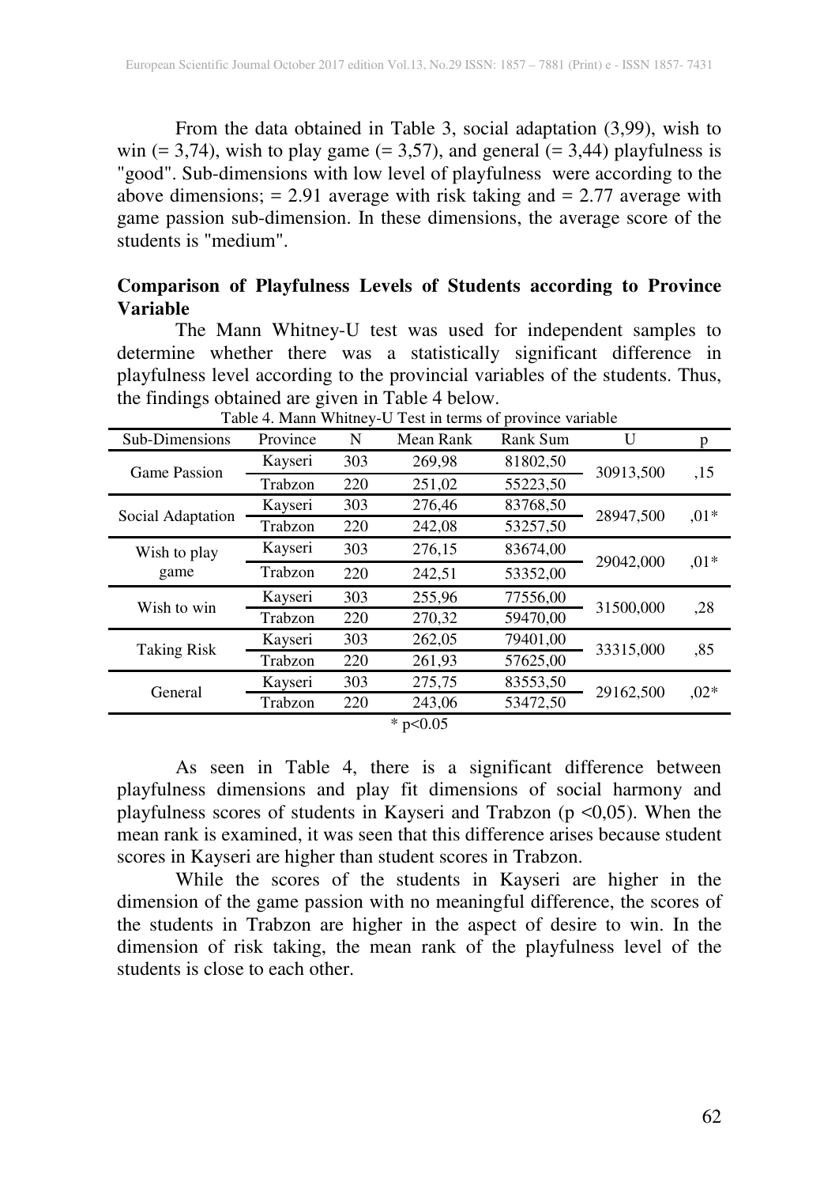From the data obtained in Table 3, social adaptation (3,99), wish to win (= 3,74), wish to play game (= 3,57), and general (= 3,44) playfulness is "good". Sub-dimensions with low level of playfulness were according to the above dimensions; = 2.91 average with risk taking and = 2.77 average with game passion sub-dimension. In these dimensions, the average score of the students is "medium".

## Comparison of Playfulness Levels of Students according to Province Variable

The Mann Whitney-U test was used for independent samples to determine whether there was a statistically significant difference in playfulness level according to the provincial variables of the students. Thus, the findings obtained are given in Table 4 below.

Table 4. Mann Whitney-U Test in terms of province variable

| Sub-Dimensions | Province | N | Mean Rank | Rank Sum | U | p |
|---|---|---|---|---|---|---|
| Game Passion | Kayseri | 303 | 269,98 | 81802,50 | 30913,500 | ,15 |
| | Trabzon | 220 | 251,02 | 55223,50 | | |
| Social Adaptation | Kayseri | 303 | 276,46 | 83768,50 | 28947,500 | ,01* |
| | Trabzon | 220 | 242,08 | 53257,50 | | |
| Wish to play game | Kayseri | 303 | 276,15 | 83674,00 | 29042,000 | ,01* |
| | Trabzon | 220 | 242,51 | 53352,00 | | |
| Wish to win | Kayseri | 303 | 255,96 | 77556,00 | 31500,000 | ,28 |
| | Trabzon | 220 | 270,32 | 59470,00 | | |
| Taking Risk | Kayseri | 303 | 262,05 | 79401,00 | 33315,000 | ,85 |
| | Trabzon | 220 | 261,93 | 57625,00 | | |
| General | Kayseri | 303 | 275,75 | 83553,50 | 29162,500 | ,02* |
| | Trabzon | 220 | 243,06 | 53472,50 | | |

\* $p<0.05$

As seen in Table 4, there is a significant difference between playfulness dimensions and play fit dimensions of social harmony and playfulness scores of students in Kayseri and Trabzon ($p < 0,05$). When the mean rank is examined, it was seen that this difference arises because student scores in Kayseri are higher than student scores in Trabzon.

While the scores of the students in Kayseri are higher in the dimension of the game passion with no meaningful difference, the scores of the students in Trabzon are higher in the aspect of desire to win. In the dimension of risk taking, the mean rank of the playfulness level of the students is close to each other.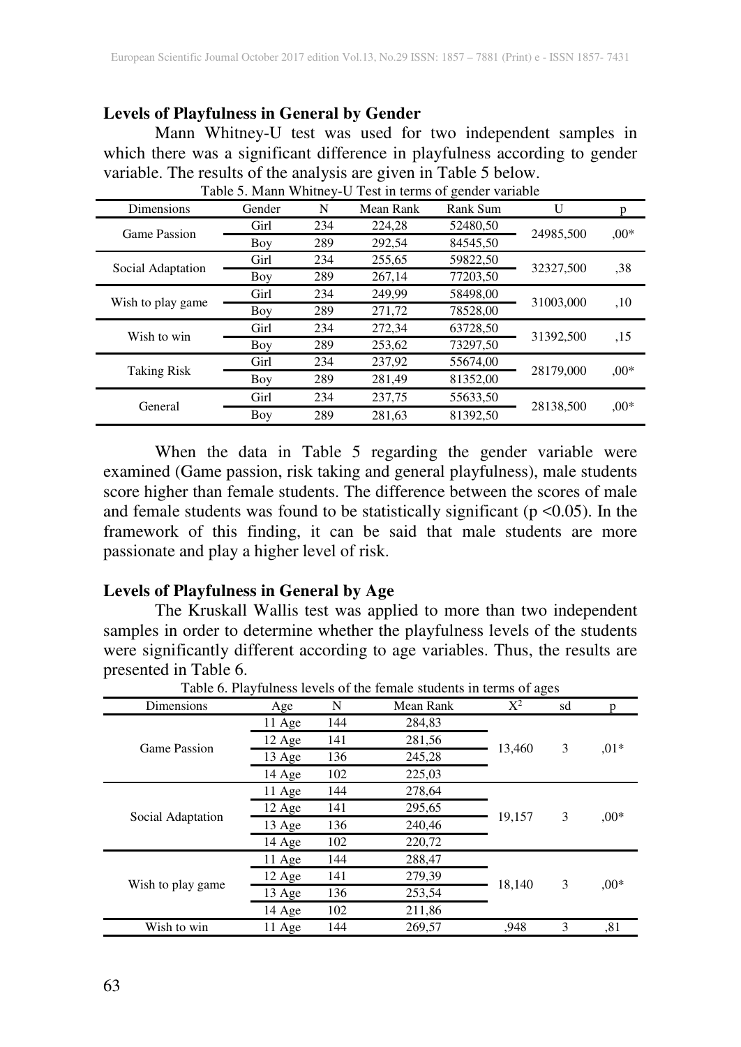### Levels of Playfulness in General by Gender

Mann Whitney-U test was used for two independent samples in which there was a significant difference in playfulness according to gender variable. The results of the analysis are given in Table 5 below.

Table 5. Mann Whitney-U Test in terms of gender variable

| Dimensions | Gender | N | Mean Rank | Rank Sum | U | p |
|---|---|---|---|---|---|---|
| Game Passion | Girl | 234 | 224,28 | 52480,50 | 24985,500 | ,00* |
| | Boy | 289 | 292,54 | 84545,50 | | |
| Social Adaptation | Girl | 234 | 255,65 | 59822,50 | 32327,500 | ,38 |
| | Boy | 289 | 267,14 | 77203,50 | | |
| Wish to play game | Girl | 234 | 249,99 | 58498,00 | 31003,000 | ,10 |
| | Boy | 289 | 271,72 | 78528,00 | | |
| Wish to win | Girl | 234 | 272,34 | 63728,50 | 31392,500 | ,15 |
| | Boy | 289 | 253,62 | 73297,50 | | |
| Taking Risk | Girl | 234 | 237,92 | 55674,00 | 28179,000 | ,00* |
| | Boy | 289 | 281,49 | 81352,00 | | |
| General | Girl | 234 | 237,75 | 55633,50 | 28138,500 | ,00* |
| | Boy | 289 | 281,63 | 81392,50 | | |

When the data in Table 5 regarding the gender variable were examined (Game passion, risk taking and general playfulness), male students score higher than female students. The difference between the scores of male and female students was found to be statistically significant ($p < 0.05$). In the framework of this finding, it can be said that male students are more passionate and play a higher level of risk.

### Levels of Playfulness in General by Age

The Kruskall Wallis test was applied to more than two independent samples in order to determine whether the playfulness levels of the students were significantly different according to age variables. Thus, the results are presented in Table 6.

Table 6. Playfulness levels of the female students in terms of ages

| Dimensions | Age | N | Mean Rank | $X^2$ | sd | p |
|---|---|---|---|---|---|---|
| Game Passion | 11 Age | 144 | 284,83 | 13,460 | 3 | ,01* |
| | 12 Age | 141 | 281,56 | | | |
| | 13 Age | 136 | 245,28 | | | |
| | 14 Age | 102 | 225,03 | | | |
| Social Adaptation | 11 Age | 144 | 278,64 | 19,157 | 3 | ,00* |
| | 12 Age | 141 | 295,65 | | | |
| | 13 Age | 136 | 240,46 | | | |
| | 14 Age | 102 | 220,72 | | | |
| Wish to play game | 11 Age | 144 | 288,47 | 18,140 | 3 | ,00* |
| | 12 Age | 141 | 279,39 | | | |
| | 13 Age | 136 | 253,54 | | | |
| | 14 Age | 102 | 211,86 | | | |
| Wish to win | 11 Age | 144 | 269,57 | ,948 | 3 | ,81 |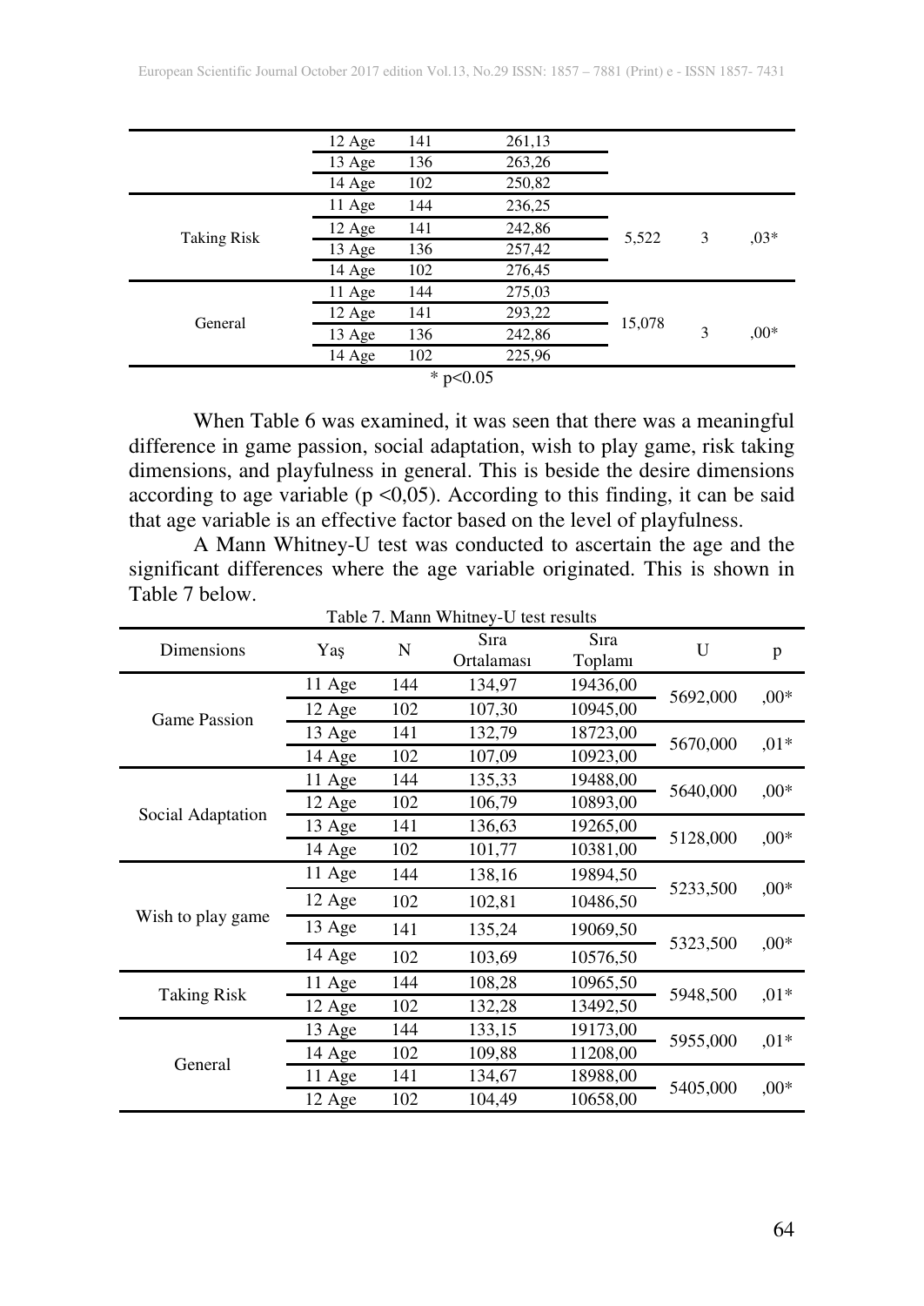|  | 12 Age | 141 | 261,13 |  |  |  |
|---|---|---|---|---|---|---|
|  | 13 Age | 136 | 263,26 |  |  |  |
|  | 14 Age | 102 | 250,82 |  |  |  |
| Taking Risk | 11 Age | 144 | 236,25 | 5,522 | 3 | ,03* |
|  | 12 Age | 141 | 242,86 |  |  |  |
|  | 13 Age | 136 | 257,42 |  |  |  |
|  | 14 Age | 102 | 276,45 |  |  |  |
| General | 11 Age | 144 | 275,03 | 15,078 | 3 | ,00* |
|  | 12 Age | 141 | 293,22 |  |  |  |
|  | 13 Age | 136 | 242,86 |  |  |  |
|  | 14 Age | 102 | 225,96 |  |  |  |

* p<0.05

When Table 6 was examined, it was seen that there was a meaningful difference in game passion, social adaptation, wish to play game, risk taking dimensions, and playfulness in general. This is beside the desire dimensions according to age variable ($p < 0,05$). According to this finding, it can be said that age variable is an effective factor based on the level of playfulness.

A Mann Whitney-U test was conducted to ascertain the age and the significant differences where the age variable originated. This is shown in Table 7 below.

Table 7. Mann Whitney-U test results

| Dimensions | Yaş | N | Sıra Ortalaması | Sıra Toplamı | U | p |
|---|---|---|---|---|---|---|
| Game Passion | 11 Age | 144 | 134,97 | 19436,00 | 5692,000 | ,00* |
|  | 12 Age | 102 | 107,30 | 10945,00 |  |  |
|  | 13 Age | 141 | 132,79 | 18723,00 | 5670,000 | ,01* |
|  | 14 Age | 102 | 107,09 | 10923,00 |  |  |
| Social Adaptation | 11 Age | 144 | 135,33 | 19488,00 | 5640,000 | ,00* |
|  | 12 Age | 102 | 106,79 | 10893,00 |  |  |
|  | 13 Age | 141 | 136,63 | 19265,00 | 5128,000 | ,00* |
|  | 14 Age | 102 | 101,77 | 10381,00 |  |  |
| Wish to play game | 11 Age | 144 | 138,16 | 19894,50 | 5233,500 | ,00* |
|  | 12 Age | 102 | 102,81 | 10486,50 |  |  |
|  | 13 Age | 141 | 135,24 | 19069,50 | 5323,500 | ,00* |
|  | 14 Age | 102 | 103,69 | 10576,50 |  |  |
| Taking Risk | 11 Age | 144 | 108,28 | 10965,50 | 5948,500 | ,01* |
|  | 12 Age | 102 | 132,28 | 13492,50 |  |  |
| General | 13 Age | 144 | 133,15 | 19173,00 | 5955,000 | ,01* |
|  | 14 Age | 102 | 109,88 | 11208,00 |  |  |
|  | 11 Age | 141 | 134,67 | 18988,00 | 5405,000 | ,00* |
|  | 12 Age | 102 | 104,49 | 10658,00 |  |  |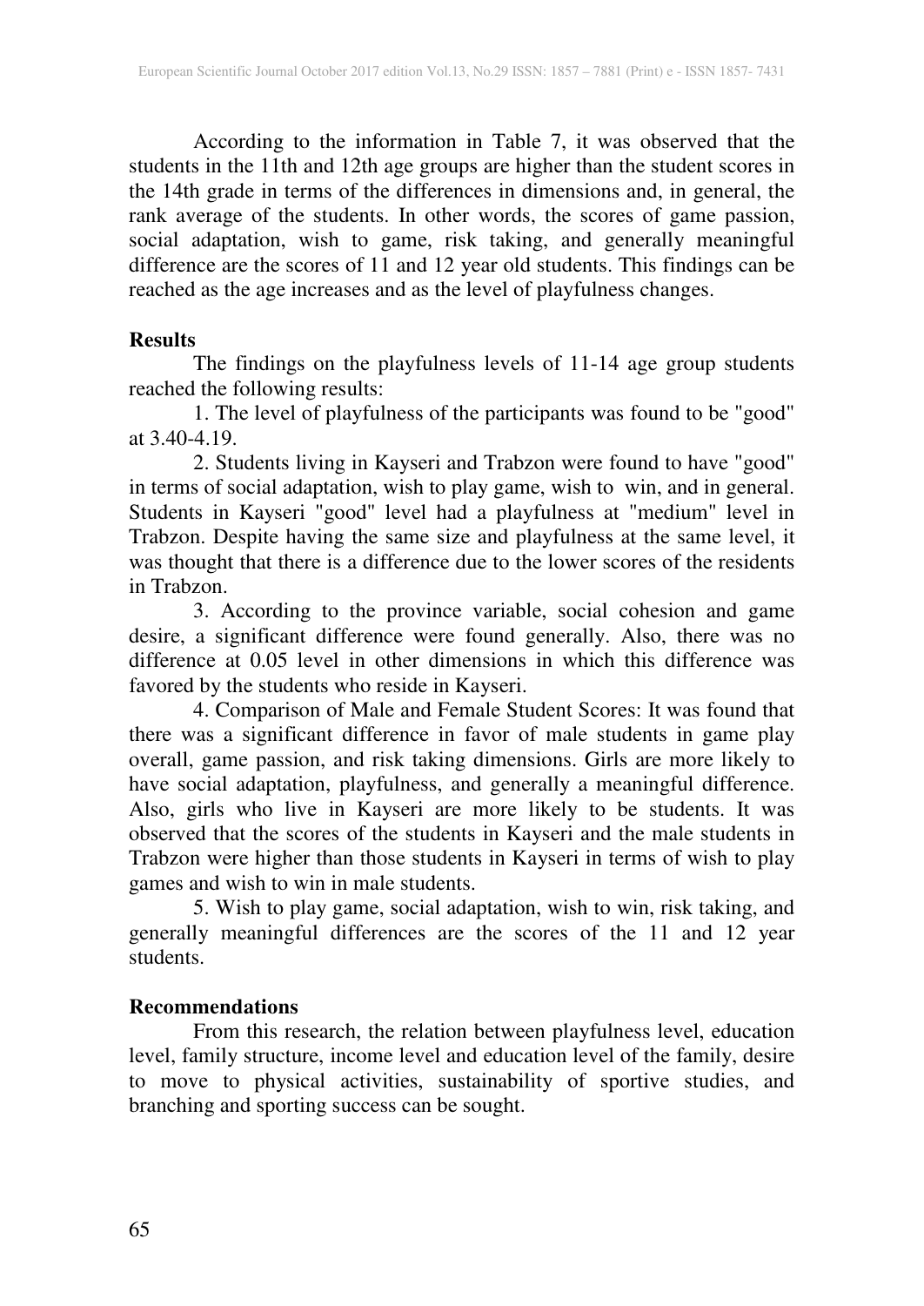According to the information in Table 7, it was observed that the students in the 11th and 12th age groups are higher than the student scores in the 14th grade in terms of the differences in dimensions and, in general, the rank average of the students. In other words, the scores of game passion, social adaptation, wish to game, risk taking, and generally meaningful difference are the scores of 11 and 12 year old students. This findings can be reached as the age increases and as the level of playfulness changes.

## Results

The findings on the playfulness levels of 11-14 age group students reached the following results:

1. The level of playfulness of the participants was found to be "good" at 3.40-4.19.

2. Students living in Kayseri and Trabzon were found to have "good" in terms of social adaptation, wish to play game, wish to win, and in general. Students in Kayseri "good" level had a playfulness at "medium" level in Trabzon. Despite having the same size and playfulness at the same level, it was thought that there is a difference due to the lower scores of the residents in Trabzon.

3. According to the province variable, social cohesion and game desire, a significant difference were found generally. Also, there was no difference at 0.05 level in other dimensions in which this difference was favored by the students who reside in Kayseri.

4. Comparison of Male and Female Student Scores: It was found that there was a significant difference in favor of male students in game play overall, game passion, and risk taking dimensions. Girls are more likely to have social adaptation, playfulness, and generally a meaningful difference. Also, girls who live in Kayseri are more likely to be students. It was observed that the scores of the students in Kayseri and the male students in Trabzon were higher than those students in Kayseri in terms of wish to play games and wish to win in male students.

5. Wish to play game, social adaptation, wish to win, risk taking, and generally meaningful differences are the scores of the 11 and 12 year students.

## Recommendations

From this research, the relation between playfulness level, education level, family structure, income level and education level of the family, desire to move to physical activities, sustainability of sportive studies, and branching and sporting success can be sought.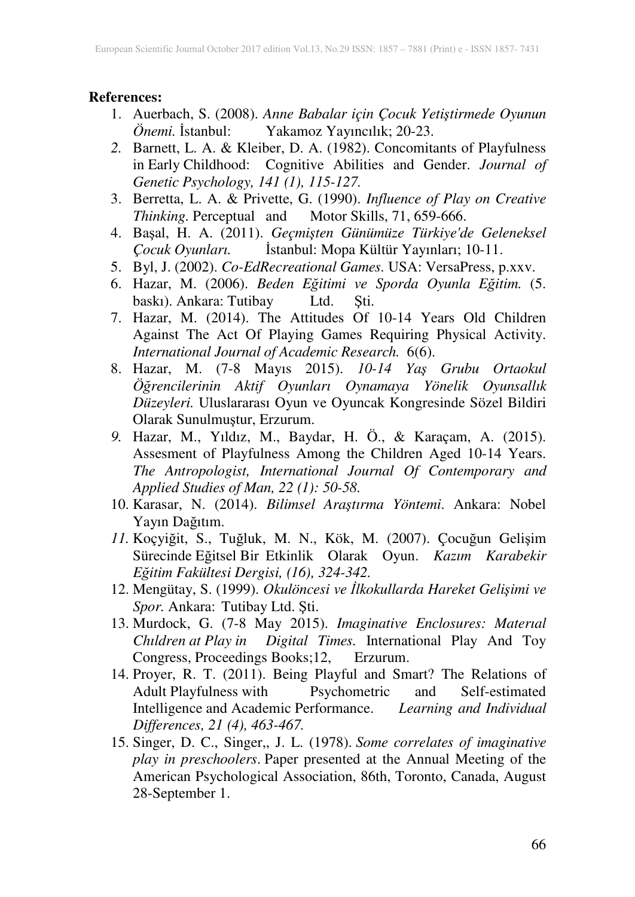**References:**

1. Auerbach, S. (2008). *Anne Babalar için Çocuk Yetiştirmede Oyunun Önemi.* İstanbul: Yakamoz Yayıncılık; 20-23.
2. Barnett, L. A. & Kleiber, D. A. (1982). Concomitants of Playfulness in Early Childhood: Cognitive Abilities and Gender. *Journal of Genetic Psychology, 141 (1), 115-127.*
3. Berretta, L. A. & Privette, G. (1990). *Influence of Play on Creative Thinking*. Perceptual and Motor Skills, 71, 659-666.
4. Başal, H. A. (2011). *Geçmişten Günümüze Türkiye'de Geleneksel Çocuk Oyunları.* İstanbul: Mopa Kültür Yayınları; 10-11.
5. Byl, J. (2002). *Co-EdRecreational Games*. USA: VersaPress, p.xxv.
6. Hazar, M. (2006). *Beden Eğitimi ve Sporda Oyunla Eğitim.* (5. baskı). Ankara: Tutibay Ltd. Şti.
7. Hazar, M. (2014). The Attitudes Of 10-14 Years Old Children Against The Act Of Playing Games Requiring Physical Activity. *International Journal of Academic Research.* 6(6).
8. Hazar, M. (7-8 Mayıs 2015). *10-14 Yaş Grubu Ortaokul Öğrencilerinin Aktif Oyunları Oynamaya Yönelik Oyunsallık Düzeyleri.* Uluslararası Oyun ve Oyuncak Kongresinde Sözel Bildiri Olarak Sunulmuştur, Erzurum.
9. Hazar, M., Yıldız, M., Baydar, H. Ö., & Karaçam, A. (2015). Assesment of Playfulness Among the Children Aged 10-14 Years. *The Antropologist, International Journal Of Contemporary and Applied Studies of Man, 22 (1): 50-58.*
10. Karasar, N. (2014). *Bilimsel Araştırma Yöntemi*. Ankara: Nobel Yayın Dağıtım.
11. Koçyiğit, S., Tuğluk, M. N., Kök, M. (2007). Çocuğun Gelişim Sürecinde Eğitsel Bir Etkinlik Olarak Oyun. *Kazım Karabekir Eğitim Fakültesi Dergisi, (16), 324-342.*
12. Mengütay, S. (1999). *Okulöncesi ve İlkokullarda Hareket Gelişimi ve Spor.* Ankara: Tutibay Ltd. Şti.
13. Murdock, G. (7-8 May 2015). *Imaginative Enclosures: Materıal Chıldren at Play in Digital Times.* International Play And Toy Congress, Proceedings Books;12, Erzurum.
14. Proyer, R. T. (2011). Being Playful and Smart? The Relations of Adult Playfulness with Psychometric and Self-estimated Intelligence and Academic Performance. *Learning and Individual Differences, 21 (4), 463-467.*
15. Singer, D. C., Singer,, J. L. (1978). *Some correlates of imaginative play in preschoolers*. Paper presented at the Annual Meeting of the American Psychological Association, 86th, Toronto, Canada, August 28-September 1.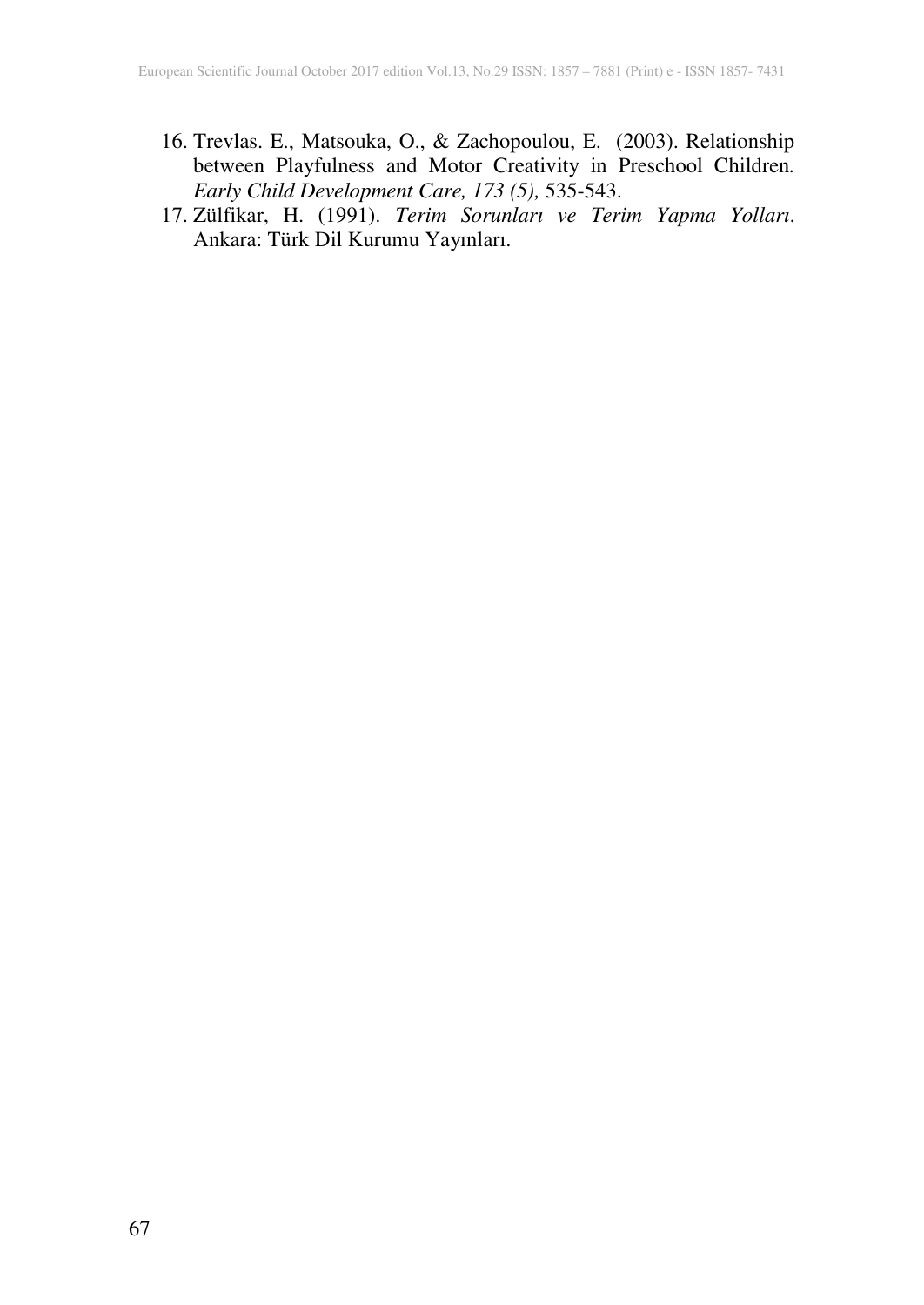16. Trevlas. E., Matsouka, O., & Zachopoulou, E. (2003). Relationship between Playfulness and Motor Creativity in Preschool Children. *Early Child Development Care, 173 (5),* 535-543.
17. Zülfikar, H. (1991). *Terim Sorunları ve Terim Yapma Yolları*. Ankara: Türk Dil Kurumu Yayınları.